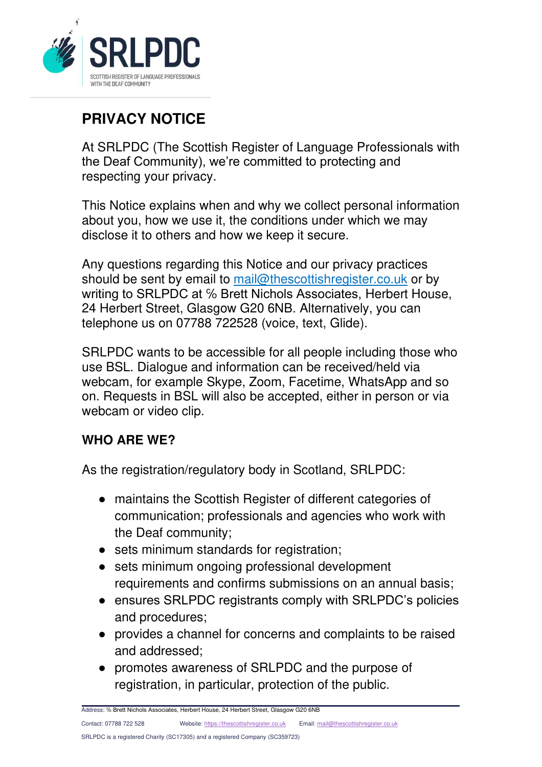SRLPDC

SCOTTISH REGISTER OF LANGUAGE PROFESSIONALS WITH THE DEAF COMMUNITY

# PRIVACY NOTICE

At SRLPDC (The Scottish Register of Language Professionals with the Deaf Community), we're committed to protecting and respecting your privacy.

This Notice explains when and why we collect personal information about you, how we use it, the conditions under which we may disclose it to others and how we keep it secure.

Any questions regarding this Notice and our privacy practices should be sent by email to mail@thescottishregister.co.uk or by writing to SRLPDC at ℅ Brett Nichols Associates, Herbert House, 24 Herbert Street, Glasgow G20 6NB. Alternatively, you can telephone us on 07788 722528 (voice, text, Glide).

SRLPDC wants to be accessible for all people including those who use BSL. Dialogue and information can be received/held via webcam, for example Skype, Zoom, Facetime, WhatsApp and so on. Requests in BSL will also be accepted, either in person or via webcam or video clip.

## WHO ARE WE?

As the registration/regulatory body in Scotland, SRLPDC:

- maintains the Scottish Register of different categories of communication; professionals and agencies who work with the Deaf community;
- sets minimum standards for registration;
- sets minimum ongoing professional development requirements and confirms submissions on an annual basis;
- ensures SRLPDC registrants comply with SRLPDC's policies and procedures;
- provides a channel for concerns and complaints to be raised and addressed;
- promotes awareness of SRLPDC and the purpose of registration, in particular, protection of the public.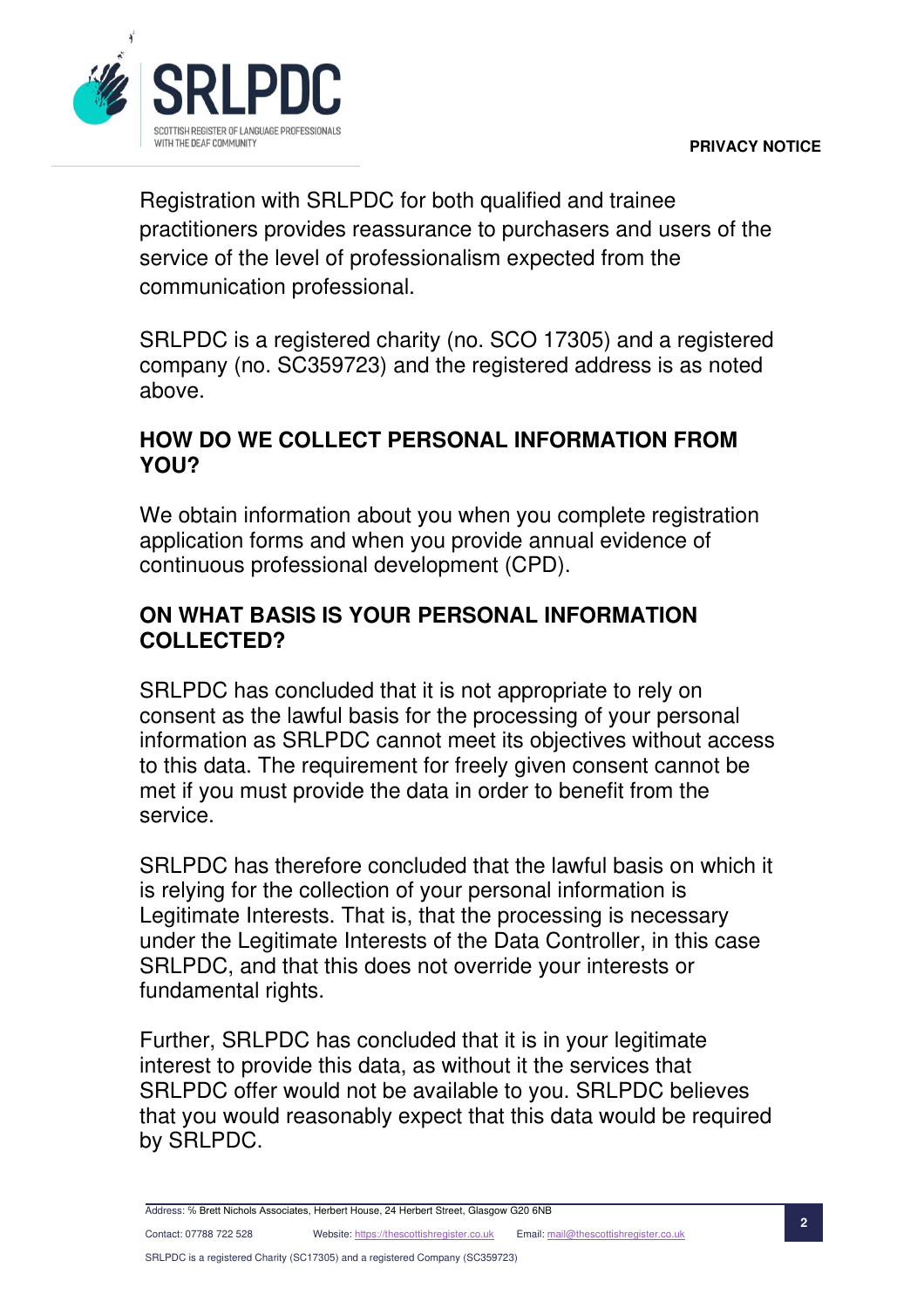Registration with SRLPDC for both qualified and trainee practitioners provides reassurance to purchasers and users of the service of the level of professionalism expected from the communication professional.

SRLPDC is a registered charity (no. SCO 17305) and a registered company (no. SC359723) and the registered address is as noted above.

## HOW DO WE COLLECT PERSONAL INFORMATION FROM YOU?

We obtain information about you when you complete registration application forms and when you provide annual evidence of continuous professional development (CPD).

## ON WHAT BASIS IS YOUR PERSONAL INFORMATION COLLECTED?

SRLPDC has concluded that it is not appropriate to rely on consent as the lawful basis for the processing of your personal information as SRLPDC cannot meet its objectives without access to this data. The requirement for freely given consent cannot be met if you must provide the data in order to benefit from the service.

SRLPDC has therefore concluded that the lawful basis on which it is relying for the collection of your personal information is Legitimate Interests. That is, that the processing is necessary under the Legitimate Interests of the Data Controller, in this case SRLPDC, and that this does not override your interests or fundamental rights.

Further, SRLPDC has concluded that it is in your legitimate interest to provide this data, as without it the services that SRLPDC offer would not be available to you. SRLPDC believes that you would reasonably expect that this data would be required by SRLPDC.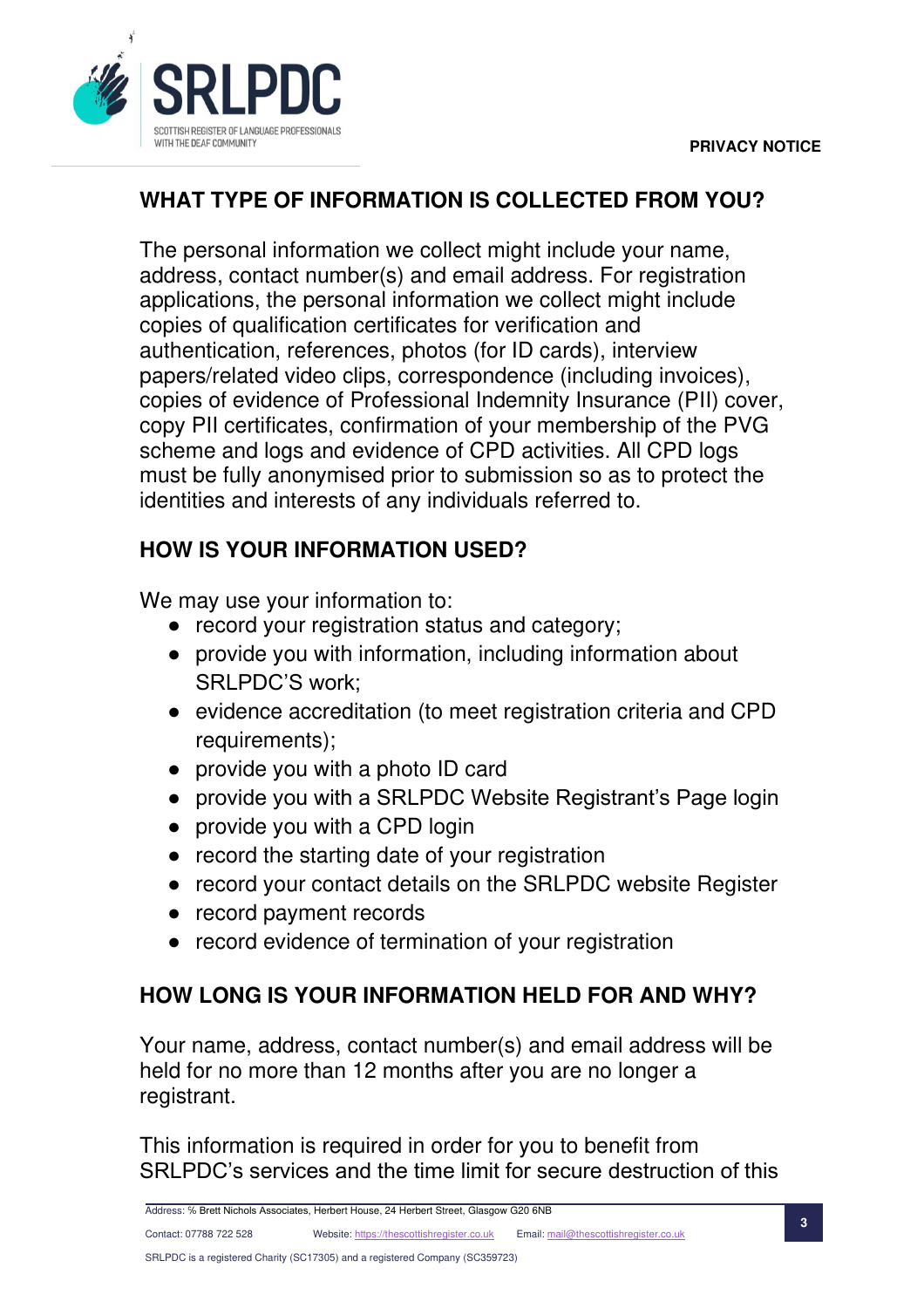## WHAT TYPE OF INFORMATION IS COLLECTED FROM YOU?

The personal information we collect might include your name, address, contact number(s) and email address. For registration applications, the personal information we collect might include copies of qualification certificates for verification and authentication, references, photos (for ID cards), interview papers/related video clips, correspondence (including invoices), copies of evidence of Professional Indemnity Insurance (PII) cover, copy PII certificates, confirmation of your membership of the PVG scheme and logs and evidence of CPD activities. All CPD logs must be fully anonymised prior to submission so as to protect the identities and interests of any individuals referred to.

## HOW IS YOUR INFORMATION USED?

We may use your information to:

- record your registration status and category;
- provide you with information, including information about SRLPDC'S work;
- evidence accreditation (to meet registration criteria and CPD requirements);
- provide you with a photo ID card
- provide you with a SRLPDC Website Registrant's Page login
- provide you with a CPD login
- record the starting date of your registration
- record your contact details on the SRLPDC website Register
- record payment records
- record evidence of termination of your registration

## HOW LONG IS YOUR INFORMATION HELD FOR AND WHY?

Your name, address, contact number(s) and email address will be held for no more than 12 months after you are no longer a registrant.

This information is required in order for you to benefit from SRLPDC's services and the time limit for secure destruction of this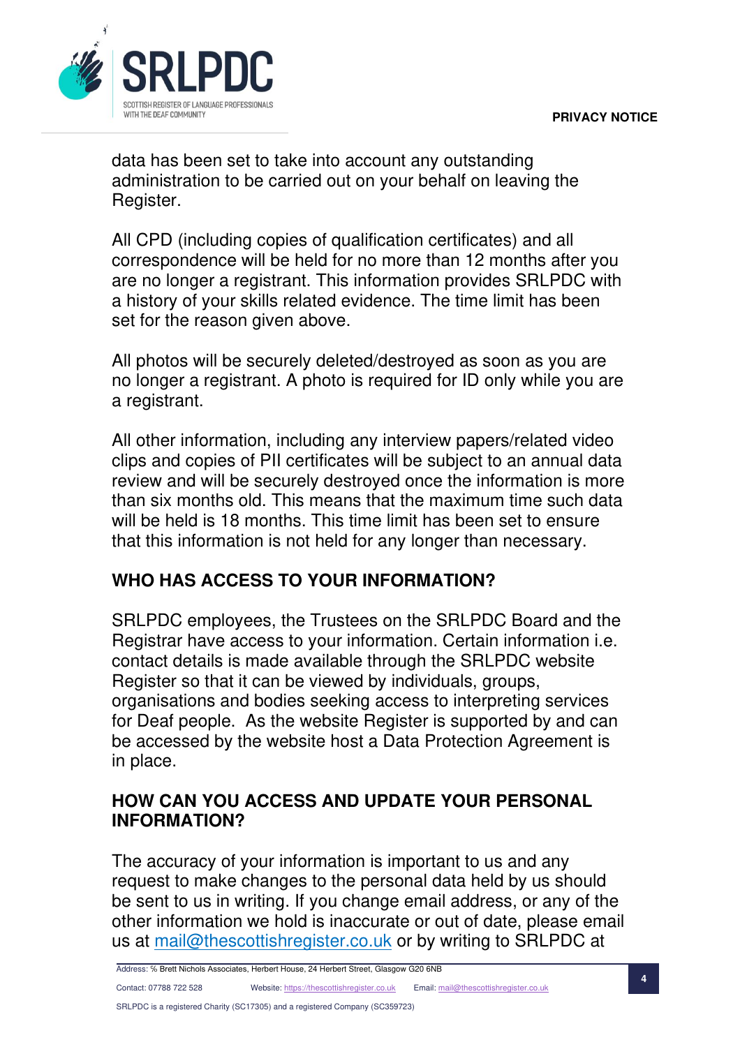data has been set to take into account any outstanding administration to be carried out on your behalf on leaving the Register.

All CPD (including copies of qualification certificates) and all correspondence will be held for no more than 12 months after you are no longer a registrant. This information provides SRLPDC with a history of your skills related evidence. The time limit has been set for the reason given above.

All photos will be securely deleted/destroyed as soon as you are no longer a registrant. A photo is required for ID only while you are a registrant.

All other information, including any interview papers/related video clips and copies of PII certificates will be subject to an annual data review and will be securely destroyed once the information is more than six months old. This means that the maximum time such data will be held is 18 months. This time limit has been set to ensure that this information is not held for any longer than necessary.

## WHO HAS ACCESS TO YOUR INFORMATION?

SRLPDC employees, the Trustees on the SRLPDC Board and the Registrar have access to your information. Certain information i.e. contact details is made available through the SRLPDC website Register so that it can be viewed by individuals, groups, organisations and bodies seeking access to interpreting services for Deaf people. As the website Register is supported by and can be accessed by the website host a Data Protection Agreement is in place.

## HOW CAN YOU ACCESS AND UPDATE YOUR PERSONAL INFORMATION?

The accuracy of your information is important to us and any request to make changes to the personal data held by us should be sent to us in writing. If you change email address, or any of the other information we hold is inaccurate or out of date, please email us at mail@thescottishregister.co.uk or by writing to SRLPDC at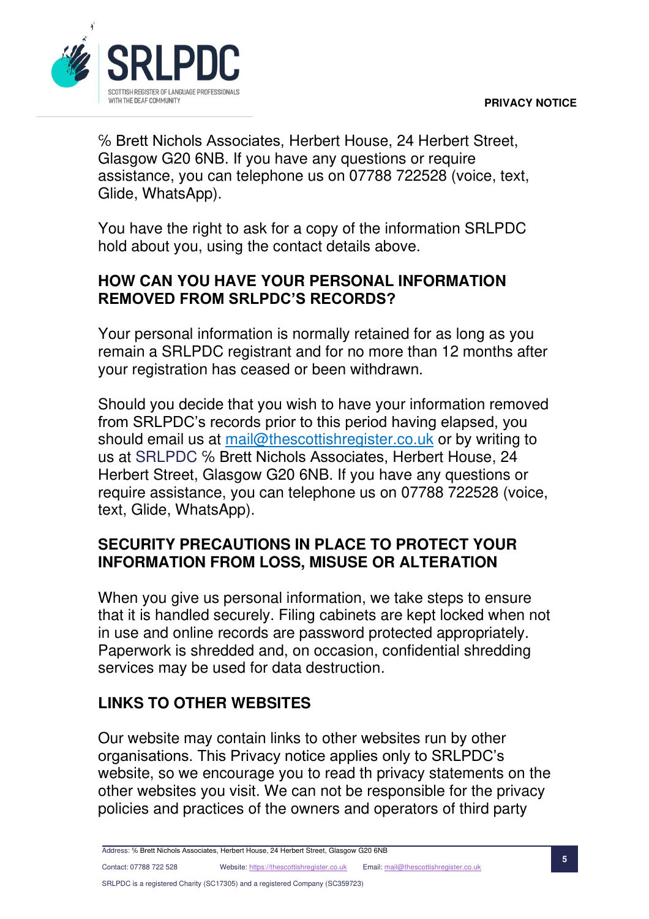% Brett Nichols Associates, Herbert House, 24 Herbert Street, Glasgow G20 6NB. If you have any questions or require assistance, you can telephone us on 07788 722528 (voice, text, Glide, WhatsApp).

You have the right to ask for a copy of the information SRLPDC hold about you, using the contact details above.

## HOW CAN YOU HAVE YOUR PERSONAL INFORMATION REMOVED FROM SRLPDC'S RECORDS?

Your personal information is normally retained for as long as you remain a SRLPDC registrant and for no more than 12 months after your registration has ceased or been withdrawn.

Should you decide that you wish to have your information removed from SRLPDC's records prior to this period having elapsed, you should email us at mail@thescottishregister.co.uk or by writing to us at SRLPDC % Brett Nichols Associates, Herbert House, 24 Herbert Street, Glasgow G20 6NB. If you have any questions or require assistance, you can telephone us on 07788 722528 (voice, text, Glide, WhatsApp).

## SECURITY PRECAUTIONS IN PLACE TO PROTECT YOUR INFORMATION FROM LOSS, MISUSE OR ALTERATION

When you give us personal information, we take steps to ensure that it is handled securely. Filing cabinets are kept locked when not in use and online records are password protected appropriately. Paperwork is shredded and, on occasion, confidential shredding services may be used for data destruction.

## LINKS TO OTHER WEBSITES

Our website may contain links to other websites run by other organisations. This Privacy notice applies only to SRLPDC's website, so we encourage you to read th privacy statements on the other websites you visit. We can not be responsible for the privacy policies and practices of the owners and operators of third party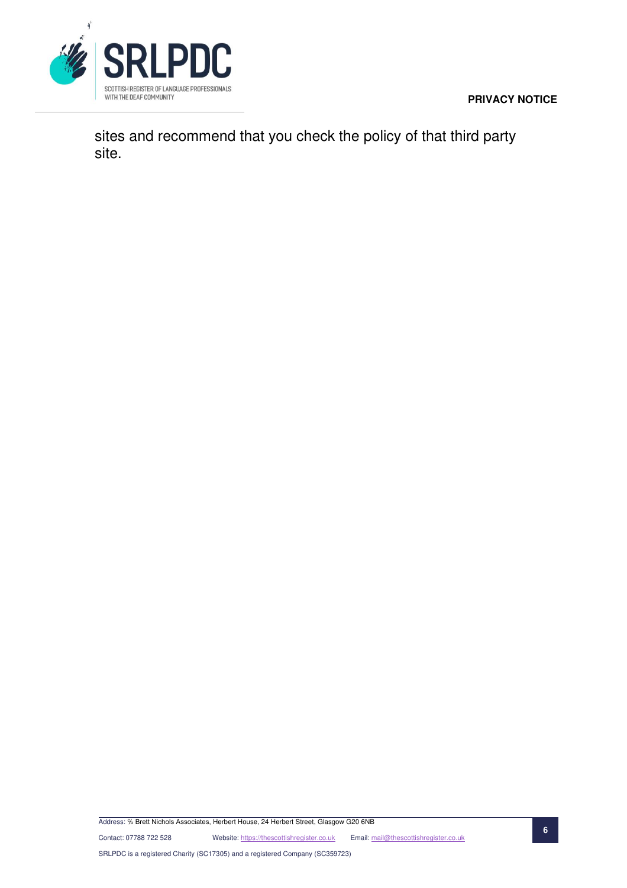sites and recommend that you check the policy of that third party site.